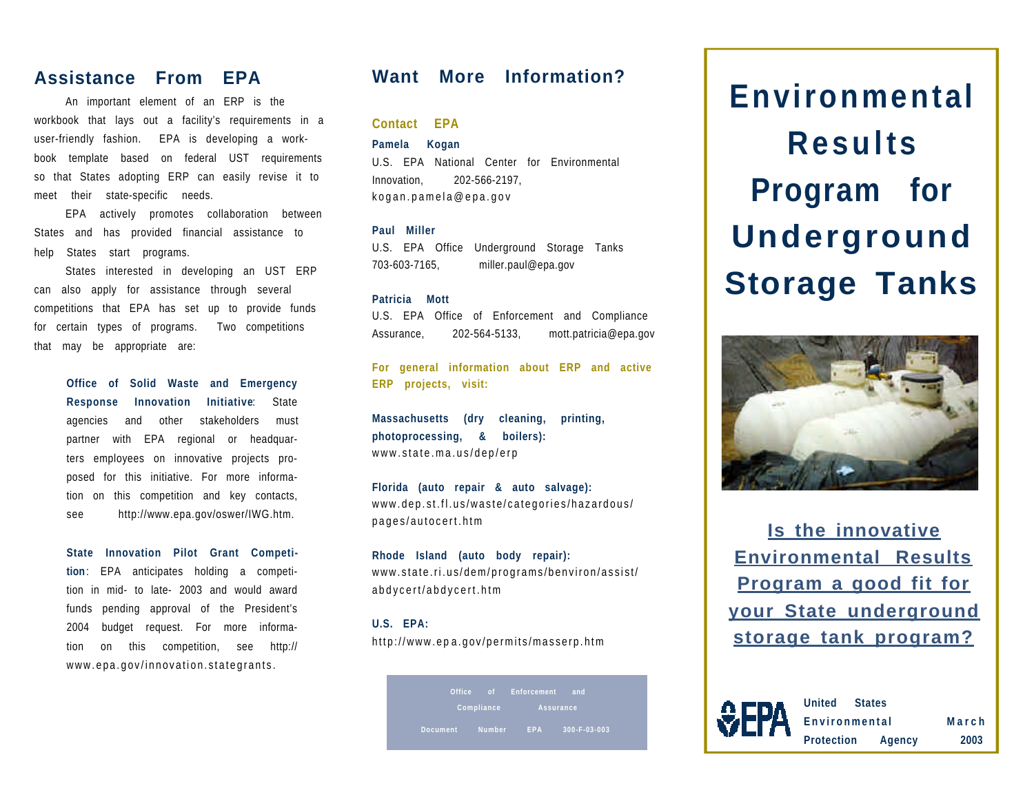## Assistance From EPA

An important element of an ERP is the workbook that lays out a facility's requirements in a user-friendly fashion. EPA is developing a workbook template based on federal UST requirements so that States adopting ERP can easily revise it to meet their state-specific needs.

EPA actively promotes collaboration between States and has provided financial assistance to help States start programs.

States interested in developing an UST ERP can also apply for assistance through several competitions that EPA has set up to provide funds for certain types of programs. Two competitions that may be appropriate are:

**Office of Solid Waste and Emergency Response Innovation Initiative**: State agencies and other stakeholders must partner with EPA regional or headquarters employees on innovative projects proposed for this initiative. For more information on this competition and key contacts, see http://www.epa.gov/oswer/IWG.htm.

**State Innovation Pilot Grant Competition**: EPA anticipates holding a competition in mid- to late- 2003 and would award funds pending approval of the President's 2004 budget request. For more information on this competition, see http://www.epa.gov/innovation.stategrants.

## Want More Information?

### Contact EPA

**Pamela Kogan**
U.S. EPA National Center for Environmental Innovation, 202-566-2197, kogan.pamela@epa.gov

**Paul Miller**
U.S. EPA Office Underground Storage Tanks 703-603-7165, miller.paul@epa.gov

**Patricia Mott**
U.S. EPA Office of Enforcement and Compliance Assurance, 202-564-5133, mott.patricia@epa.gov

### For general information about ERP and active ERP projects, visit:

**Massachusetts (dry cleaning, printing, photoprocessing, & boilers):**
www.state.ma.us/dep/erp

**Florida (auto repair & auto salvage):**
www.dep.st.fl.us/waste/categories/hazardous/pages/autocert.htm

**Rhode Island (auto body repair):**
www.state.ri.us/dem/programs/benviron/assist/abdycert/abdycert.htm

**U.S. EPA:**
http://www.epa.gov/permits/masserp.htm

Office of Enforcement and Compliance Assurance
Document Number EPA 300-F-03-003

# Environmental Results Program for Underground Storage Tanks

**Is the innovative Environmental Results Program a good fit for your State underground storage tank program?**

EPA
United States Environmental Protection Agency
March 2003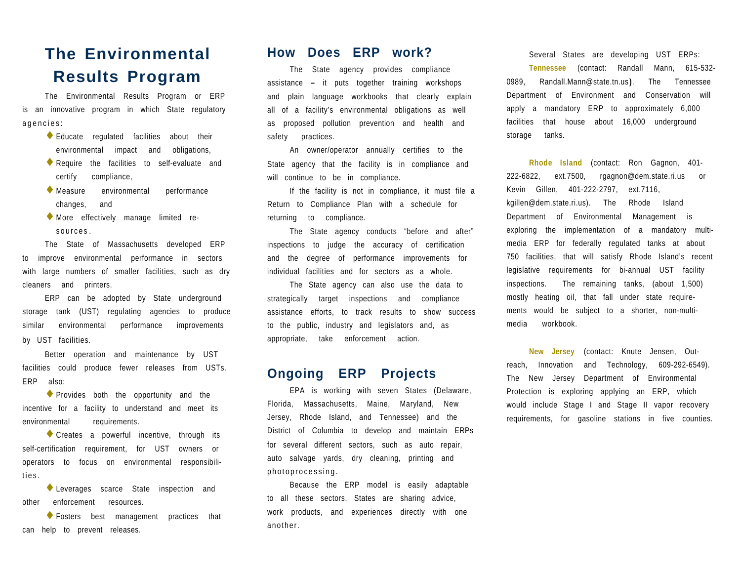# The Environmental Results Program

The Environmental Results Program or ERP is an innovative program in which State regulatory agencies:

- Educate regulated facilities about their environmental impact and obligations,
- Require the facilities to self-evaluate and certify compliance,
- Measure environmental performance changes, and
- More effectively manage limited resources.

The State of Massachusetts developed ERP to improve environmental performance in sectors with large numbers of smaller facilities, such as dry cleaners and printers.

ERP can be adopted by State underground storage tank (UST) regulating agencies to produce similar environmental performance improvements by UST facilities.

Better operation and maintenance by UST facilities could produce fewer releases from USTs. ERP also:

- Provides both the opportunity and the incentive for a facility to understand and meet its environmental requirements.
- Creates a powerful incentive, through its self-certification requirement, for UST owners or operators to focus on environmental responsibilities.
- Leverages scarce State inspection and other enforcement resources.
- Fosters best management practices that can help to prevent releases.

## How Does ERP work?

The State agency provides compliance assistance – it puts together training workshops and plain language workbooks that clearly explain all of a facility's environmental obligations as well as proposed pollution prevention and health and safety practices.

An owner/operator annually certifies to the State agency that the facility is in compliance and will continue to be in compliance.

If the facility is not in compliance, it must file a Return to Compliance Plan with a schedule for returning to compliance.

The State agency conducts "before and after" inspections to judge the accuracy of certification and the degree of performance improvements for individual facilities and for sectors as a whole.

The State agency can also use the data to strategically target inspections and compliance assistance efforts, to track results to show success to the public, industry and legislators and, as appropriate, take enforcement action.

## Ongoing ERP Projects

EPA is working with seven States (Delaware, Florida, Massachusetts, Maine, Maryland, New Jersey, Rhode Island, and Tennessee) and the District of Columbia to develop and maintain ERPs for several different sectors, such as auto repair, auto salvage yards, dry cleaning, printing and photoprocessing.

Because the ERP model is easily adaptable to all these sectors, States are sharing advice, work products, and experiences directly with one another.

Several States are developing UST ERPs:

**Tennessee** (contact: Randall Mann, 615-532-0989, Randall.Mann@state.tn.us). The Tennessee Department of Environment and Conservation will apply a mandatory ERP to approximately 6,000 facilities that house about 16,000 underground storage tanks.

**Rhode Island** (contact: Ron Gagnon, 401-222-6822, ext.7500, rgagnon@dem.state.ri.us or Kevin Gillen, 401-222-2797, ext.7116, kgillen@dem.state.ri.us). The Rhode Island Department of Environmental Management is exploring the implementation of a mandatory multi-media ERP for federally regulated tanks at about 750 facilities, that will satisfy Rhode Island's recent legislative requirements for bi-annual UST facility inspections. The remaining tanks, (about 1,500) mostly heating oil, that fall under state requirements would be subject to a shorter, non-multi-media workbook.

**New Jersey** (contact: Knute Jensen, Outreach, Innovation and Technology, 609-292-6549). The New Jersey Department of Environmental Protection is exploring applying an ERP, which would include Stage I and Stage II vapor recovery requirements, for gasoline stations in five counties.